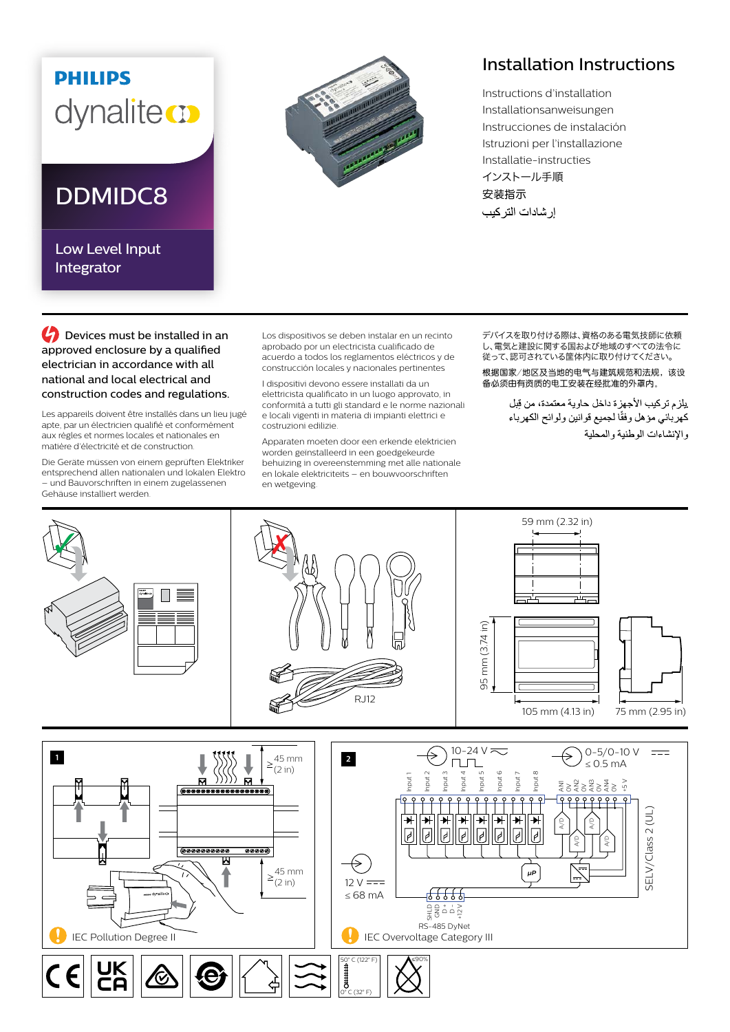PHILIPS

dynalite

# DDMIDC8

## Low Level Input Integrator

# Installation Instructions

Instructions d'installation
Installationsanweisungen
Instrucciones de instalación
Istruzioni per l'installazione
Installatie-instructies
インストール手順
安装指示
إرشادات التركيب

**Devices must be installed in an approved enclosure by a qualified electrician in accordance with all national and local electrical and construction codes and regulations.**

Les appareils doivent être installés dans un lieu jugé apte, par un électricien qualifié et conformément aux règles et normes locales et nationales en matière d'électricité et de construction.

Die Geräte müssen von einem geprüften Elektriker entsprechend allen nationalen und lokalen Elektro – und Bauvorschriften in einem zugelassenen Gehäuse installiert werden.

Los dispositivos se deben instalar en un recinto aprobado por un electricista cualificado de acuerdo a todos los reglamentos eléctricos y de construcción locales y nacionales pertinentes

I dispositivi devono essere installati da un elettricista qualificato in un luogo approvato, in conformità a tutti gli standard e le norme nazionali e locali vigenti in materia di impianti elettrici e costruzioni edilizie.

Apparaten moeten door een erkende elektricien worden geïnstalleerd in een goedgekeurde behuizing in overeenstemming met alle nationale en lokale elektriciteits – en bouwvoorschriften en wetgeving

デバイスを取り付ける際は、資格のある電気技師に依頼し、電気と建設に関する国および地域のすべての法令に従って、認可されている筐体内に取り付けてください。

根据国家/地区及当地的电气与建筑规范和法规，该设备必须由有资质的电工安装在经批准的外罩内。

يلزم تركيب الأجهزة داخل حاوية معتمدة، من قبل كهربائي مؤهل وفقًا لجميع قوانين ولوائح الكهرباء والإنشاءات الوطنية والمحلية

RJ12

59 mm (2.32 in)
95 mm (3.74 in)
105 mm (4.13 in)
75 mm (2.95 in)

**1**

≥ 45 mm (2 in)
≥ 45 mm (2 in)

IEC Pollution Degree II

**2**

10-24 V ∼ ⎍⎍
0-5/0-10 V ⎓ ≤ 0.5 mA

Input 1, Input 2, Input 3, Input 4, Input 5, Input 6, Input 7, Input 8, AN1, 0V, AN2, 0V, AN3, 0V, AN4, 0V, +5 V

A/D, µP

12 V ⎓ ≤ 68 mA

SHLD, GND, D+, D-, +12 V

RS-485 DyNet

SELV/Class 2 (UL)

IEC Overvoltage Category III

50° C (122° F)
0° C (32° F)
≤90%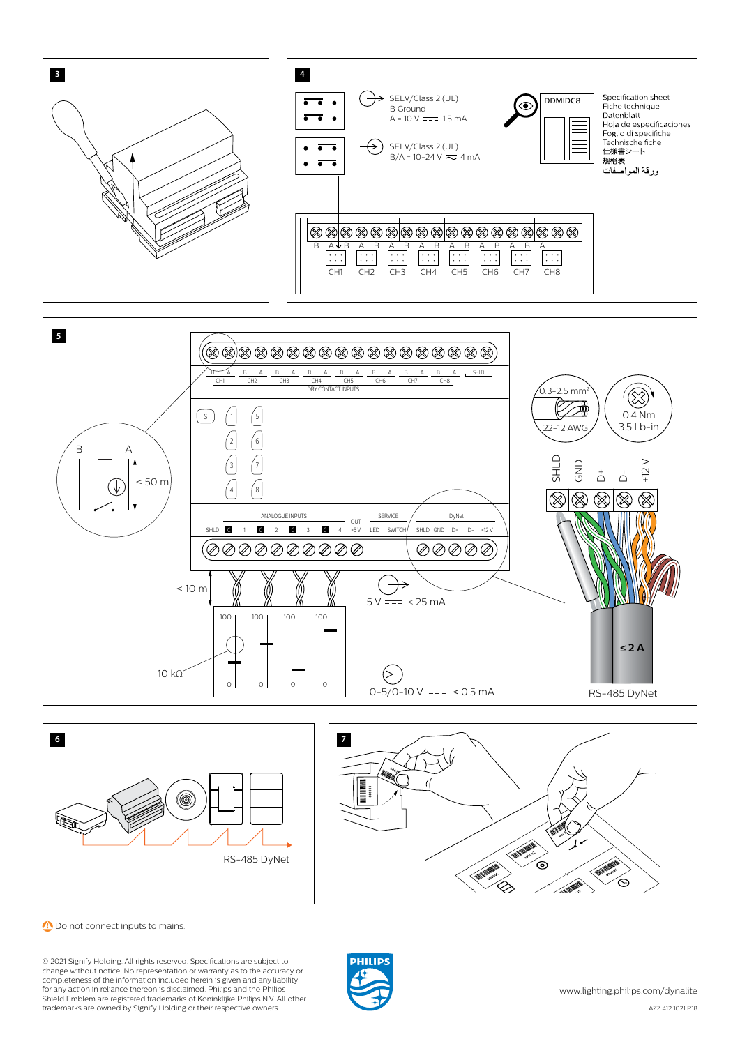3

4

SELV/Class 2 (UL)
B Ground
A = 10 V ⎓ 1.5 mA

SELV/Class 2 (UL)
B/A = 10-24 V ≂ 4 mA

DDMIDC8

Specification sheet
Fiche technique
Datenblatt
Hoja de especificaciones
Foglio di specifiche
Technische fiche
仕様書シート
规格表
ورقة المواصفات

B A B A B A B A B A B A B A B A
CH1 CH2 CH3 CH4 CH5 CH6 CH7 CH8

5

B A B A B A B A B A B A B A B A SHLD
CH1 CH2 CH3 CH4 CH5 CH6 CH7 CH8
DRY CONTACT INPUTS

S 1 2 3 4 5 6 7 8

ANALOGUE INPUTS
SHLD C 1 C 2 C 3 C 4
OUT +5 V
SERVICE LED SWITCH
DyNet SHLD GND D+ D- +12 V

B A
< 50 m

0.3-2.5 mm²
22-12 AWG

0.4 Nm
3.5 Lb-in

SHLD GND D+ D- +12 V

< 10 m
100 100 100 100
10 kΩ
0 0 0 0

5 V ⎓ ≤ 25 mA

0-5/0-10 V ⎓ ≤ 0.5 mA

≤ 2 A

RS-485 DyNet

6

RS-485 DyNet

7

⚠ Do not connect inputs to mains.

© 2021 Signify Holding. All rights reserved. Specifications are subject to change without notice. No representation or warranty as to the accuracy or completeness of the information included herein is given and any liability for any action in reliance thereon is disclaimed. Philips and the Philips Shield Emblem are registered trademarks of Koninklijke Philips N.V. All other trademarks are owned by Signify Holding or their respective owners.

PHILIPS

www.lighting.philips.com/dynalite

AZZ 412 1021 R18